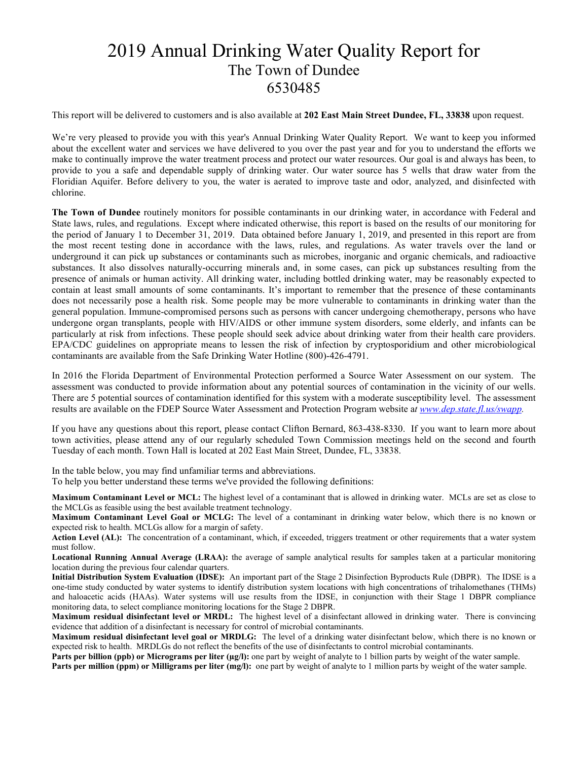# 2019 Annual Drinking Water Quality Report for
## The Town of Dundee
## 6530485

This report will be delivered to customers and is also available at **202 East Main Street Dundee, FL, 33838** upon request.

We're very pleased to provide you with this year's Annual Drinking Water Quality Report. We want to keep you informed about the excellent water and services we have delivered to you over the past year and for you to understand the efforts we make to continually improve the water treatment process and protect our water resources. Our goal is and always has been, to provide to you a safe and dependable supply of drinking water. Our water source has 5 wells that draw water from the Floridian Aquifer. Before delivery to you, the water is aerated to improve taste and odor, analyzed, and disinfected with chlorine.

**The Town of Dundee** routinely monitors for possible contaminants in our drinking water, in accordance with Federal and State laws, rules, and regulations. Except where indicated otherwise, this report is based on the results of our monitoring for the period of January 1 to December 31, 2019. Data obtained before January 1, 2019, and presented in this report are from the most recent testing done in accordance with the laws, rules, and regulations. As water travels over the land or underground it can pick up substances or contaminants such as microbes, inorganic and organic chemicals, and radioactive substances. It also dissolves naturally-occurring minerals and, in some cases, can pick up substances resulting from the presence of animals or human activity. All drinking water, including bottled drinking water, may be reasonably expected to contain at least small amounts of some contaminants. It's important to remember that the presence of these contaminants does not necessarily pose a health risk. Some people may be more vulnerable to contaminants in drinking water than the general population. Immune-compromised persons such as persons with cancer undergoing chemotherapy, persons who have undergone organ transplants, people with HIV/AIDS or other immune system disorders, some elderly, and infants can be particularly at risk from infections. These people should seek advice about drinking water from their health care providers. EPA/CDC guidelines on appropriate means to lessen the risk of infection by cryptosporidium and other microbiological contaminants are available from the Safe Drinking Water Hotline (800)-426-4791.

In 2016 the Florida Department of Environmental Protection performed a Source Water Assessment on our system. The assessment was conducted to provide information about any potential sources of contamination in the vicinity of our wells. There are 5 potential sources of contamination identified for this system with a moderate susceptibility level. The assessment results are available on the FDEP Source Water Assessment and Protection Program website at *www.dep.state.fl.us/swapp*.

If you have any questions about this report, please contact Clifton Bernard, 863-438-8330. If you want to learn more about town activities, please attend any of our regularly scheduled Town Commission meetings held on the second and fourth Tuesday of each month. Town Hall is located at 202 East Main Street, Dundee, FL, 33838.

In the table below, you may find unfamiliar terms and abbreviations.
To help you better understand these terms we've provided the following definitions:

**Maximum Contaminant Level or MCL:** The highest level of a contaminant that is allowed in drinking water. MCLs are set as close to the MCLGs as feasible using the best available treatment technology.

**Maximum Contaminant Level Goal or MCLG:** The level of a contaminant in drinking water below, which there is no known or expected risk to health. MCLGs allow for a margin of safety.

**Action Level (AL):** The concentration of a contaminant, which, if exceeded, triggers treatment or other requirements that a water system must follow.

**Locational Running Annual Average (LRAA):** the average of sample analytical results for samples taken at a particular monitoring location during the previous four calendar quarters.

**Initial Distribution System Evaluation (IDSE):** An important part of the Stage 2 Disinfection Byproducts Rule (DBPR). The IDSE is a one-time study conducted by water systems to identify distribution system locations with high concentrations of trihalomethanes (THMs) and haloacetic acids (HAAs). Water systems will use results from the IDSE, in conjunction with their Stage 1 DBPR compliance monitoring data, to select compliance monitoring locations for the Stage 2 DBPR.

**Maximum residual disinfectant level or MRDL:** The highest level of a disinfectant allowed in drinking water. There is convincing evidence that addition of a disinfectant is necessary for control of microbial contaminants.

**Maximum residual disinfectant level goal or MRDLG:** The level of a drinking water disinfectant below, which there is no known or expected risk to health. MRDLGs do not reflect the benefits of the use of disinfectants to control microbial contaminants.

**Parts per billion (ppb) or Micrograms per liter (μg/l):** one part by weight of analyte to 1 billion parts by weight of the water sample.

**Parts per million (ppm) or Milligrams per liter (mg/l):** one part by weight of analyte to 1 million parts by weight of the water sample.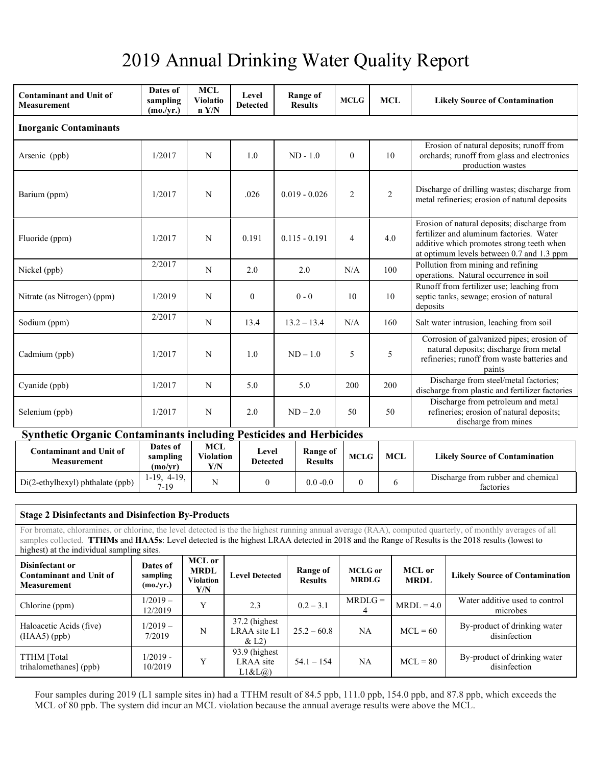# 2019 Annual Drinking Water Quality Report

| Contaminant and Unit of Measurement | Dates of sampling (mo./yr.) | MCL Violation Y/N | Level Detected | Range of Results | MCLG | MCL | Likely Source of Contamination |
|---|---|---|---|---|---|---|---|
| **Inorganic Contaminants** | | | | | | | |
| Arsenic (ppb) | 1/2017 | N | 1.0 | ND - 1.0 | 0 | 10 | Erosion of natural deposits; runoff from orchards; runoff from glass and electronics production wastes |
| Barium (ppm) | 1/2017 | N | .026 | 0.019 - 0.026 | 2 | 2 | Discharge of drilling wastes; discharge from metal refineries; erosion of natural deposits |
| Fluoride (ppm) | 1/2017 | N | 0.191 | 0.115 - 0.191 | 4 | 4.0 | Erosion of natural deposits; discharge from fertilizer and aluminum factories. Water additive which promotes strong teeth when at optimum levels between 0.7 and 1.3 ppm |
| Nickel (ppb) | 2/2017 | N | 2.0 | 2.0 | N/A | 100 | Pollution from mining and refining operations. Natural occurrence in soil |
| Nitrate (as Nitrogen) (ppm) | 1/2019 | N | 0 | 0 - 0 | 10 | 10 | Runoff from fertilizer use; leaching from septic tanks, sewage; erosion of natural deposits |
| Sodium (ppm) | 2/2017 | N | 13.4 | 13.2 – 13.4 | N/A | 160 | Salt water intrusion, leaching from soil |
| Cadmium (ppb) | 1/2017 | N | 1.0 | ND – 1.0 | 5 | 5 | Corrosion of galvanized pipes; erosion of natural deposits; discharge from metal refineries; runoff from waste batteries and paints |
| Cyanide (ppb) | 1/2017 | N | 5.0 | 5.0 | 200 | 200 | Discharge from steel/metal factories; discharge from plastic and fertilizer factories |
| Selenium (ppb) | 1/2017 | N | 2.0 | ND – 2.0 | 50 | 50 | Discharge from petroleum and metal refineries; erosion of natural deposits; discharge from mines |

## Synthetic Organic Contaminants including Pesticides and Herbicides

| Contaminant and Unit of Measurement | Dates of sampling (mo/yr) | MCL Violation Y/N | Level Detected | Range of Results | MCLG | MCL | Likely Source of Contamination |
|---|---|---|---|---|---|---|---|
| Di(2-ethylhexyl) phthalate (ppb) | 1-19, 4-19, 7-19 | N | 0 | 0.0 -0.0 | 0 | 6 | Discharge from rubber and chemical factories |

**Stage 2 Disinfectants and Disinfection By-Products**

For bromate, chloramines, or chlorine, the level detected is the the highest running annual average (RAA), computed quarterly, of monthly averages of all samples collected. **TTHMs** and **HAA5s**: Level detected is the highest LRAA detected in 2018 and the Range of Results is the 2018 results (lowest to highest) at the individual sampling sites.

| Disinfectant or Contaminant and Unit of Measurement | Dates of sampling (mo./yr.) | MCL or MRDL Violation Y/N | Level Detected | Range of Results | MCLG or MRDLG | MCL or MRDL | Likely Source of Contamination |
|---|---|---|---|---|---|---|---|
| Chlorine (ppm) | 1/2019 – 12/2019 | Y | 2.3 | 0.2 – 3.1 | MRDLG = 4 | MRDL = 4.0 | Water additive used to control microbes |
| Haloacetic Acids (five) (HAA5) (ppb) | 1/2019 – 7/2019 | N | 37.2 (highest LRAA site L1 & L2) | 25.2 – 60.8 | NA | MCL = 60 | By-product of drinking water disinfection |
| TTHM [Total trihalomethanes] (ppb) | 1/2019 - 10/2019 | Y | 93.9 (highest LRAA site L1&L@) | 54.1 – 154 | NA | MCL = 80 | By-product of drinking water disinfection |

Four samples during 2019 (L1 sample sites in) had a TTHM result of 84.5 ppb, 111.0 ppb, 154.0 ppb, and 87.8 ppb, which exceeds the MCL of 80 ppb. The system did incur an MCL violation because the annual average results were above the MCL.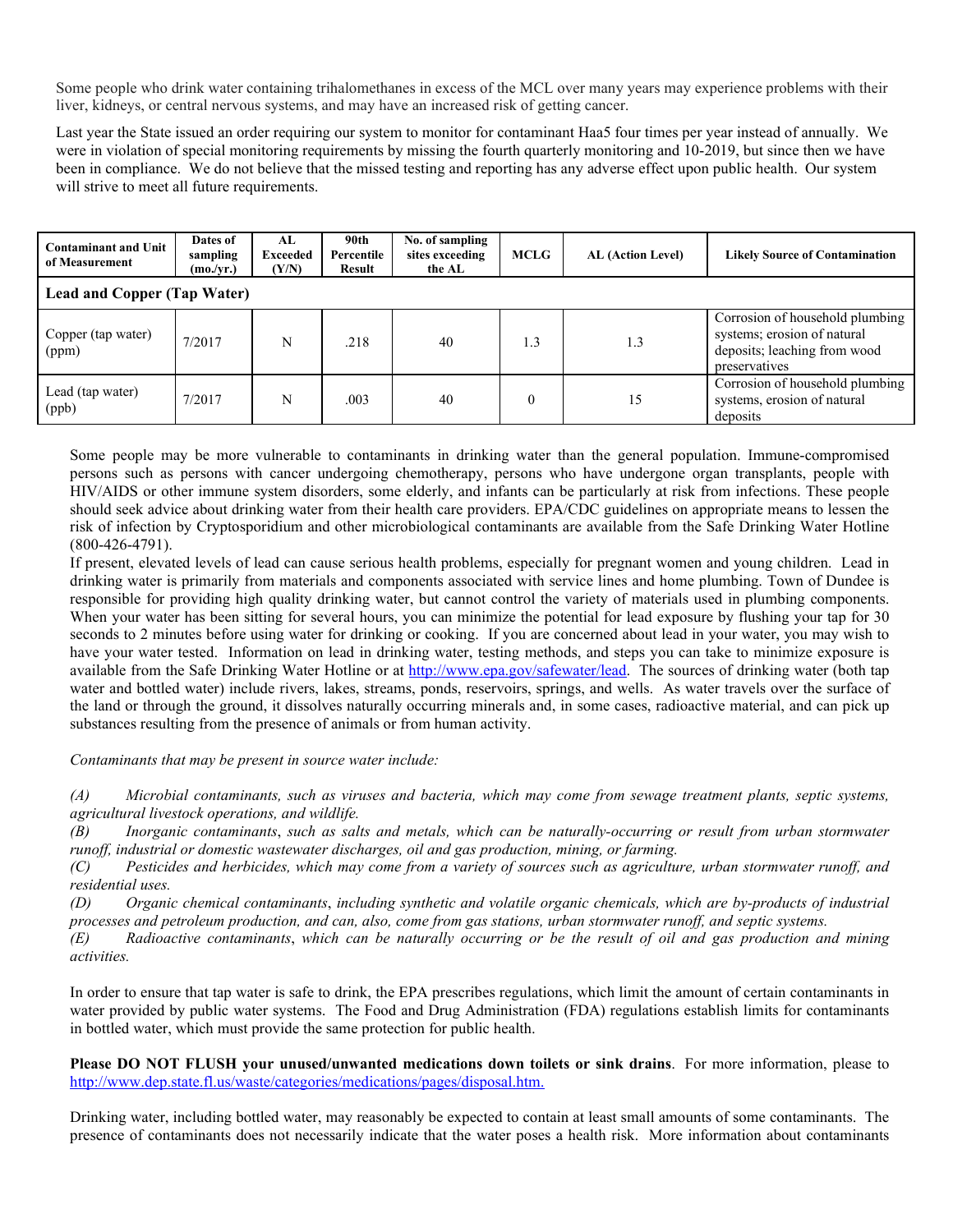Some people who drink water containing trihalomethanes in excess of the MCL over many years may experience problems with their liver, kidneys, or central nervous systems, and may have an increased risk of getting cancer.

Last year the State issued an order requiring our system to monitor for contaminant Haa5 four times per year instead of annually. We were in violation of special monitoring requirements by missing the fourth quarterly monitoring and 10-2019, but since then we have been in compliance. We do not believe that the missed testing and reporting has any adverse effect upon public health. Our system will strive to meet all future requirements.

| Contaminant and Unit of Measurement | Dates of sampling (mo./yr.) | AL Exceeded (Y/N) | 90th Percentile Result | No. of sampling sites exceeding the AL | MCLG | AL (Action Level) | Likely Source of Contamination |
|---|---|---|---|---|---|---|---|
| **Lead and Copper (Tap Water)** | | | | | | | |
| Copper (tap water) (ppm) | 7/2017 | N | .218 | 40 | 1.3 | 1.3 | Corrosion of household plumbing systems; erosion of natural deposits; leaching from wood preservatives |
| Lead (tap water) (ppb) | 7/2017 | N | .003 | 40 | 0 | 15 | Corrosion of household plumbing systems, erosion of natural deposits |

Some people may be more vulnerable to contaminants in drinking water than the general population. Immune-compromised persons such as persons with cancer undergoing chemotherapy, persons who have undergone organ transplants, people with HIV/AIDS or other immune system disorders, some elderly, and infants can be particularly at risk from infections. These people should seek advice about drinking water from their health care providers. EPA/CDC guidelines on appropriate means to lessen the risk of infection by Cryptosporidium and other microbiological contaminants are available from the Safe Drinking Water Hotline (800-426-4791).

If present, elevated levels of lead can cause serious health problems, especially for pregnant women and young children. Lead in drinking water is primarily from materials and components associated with service lines and home plumbing. Town of Dundee is responsible for providing high quality drinking water, but cannot control the variety of materials used in plumbing components. When your water has been sitting for several hours, you can minimize the potential for lead exposure by flushing your tap for 30 seconds to 2 minutes before using water for drinking or cooking. If you are concerned about lead in your water, you may wish to have your water tested. Information on lead in drinking water, testing methods, and steps you can take to minimize exposure is available from the Safe Drinking Water Hotline or at http://www.epa.gov/safewater/lead. The sources of drinking water (both tap water and bottled water) include rivers, lakes, streams, ponds, reservoirs, springs, and wells. As water travels over the surface of the land or through the ground, it dissolves naturally occurring minerals and, in some cases, radioactive material, and can pick up substances resulting from the presence of animals or from human activity.

*Contaminants that may be present in source water include:*

*(A) Microbial contaminants, such as viruses and bacteria, which may come from sewage treatment plants, septic systems, agricultural livestock operations, and wildlife.*

*(B) Inorganic contaminants, such as salts and metals, which can be naturally-occurring or result from urban stormwater runoff, industrial or domestic wastewater discharges, oil and gas production, mining, or farming.*

*(C) Pesticides and herbicides, which may come from a variety of sources such as agriculture, urban stormwater runoff, and residential uses.*

*(D) Organic chemical contaminants, including synthetic and volatile organic chemicals, which are by-products of industrial processes and petroleum production, and can, also, come from gas stations, urban stormwater runoff, and septic systems.*

*(E) Radioactive contaminants, which can be naturally occurring or be the result of oil and gas production and mining activities.*

In order to ensure that tap water is safe to drink, the EPA prescribes regulations, which limit the amount of certain contaminants in water provided by public water systems. The Food and Drug Administration (FDA) regulations establish limits for contaminants in bottled water, which must provide the same protection for public health.

**Please DO NOT FLUSH your unused/unwanted medications down toilets or sink drains**. For more information, please to http://www.dep.state.fl.us/waste/categories/medications/pages/disposal.htm.

Drinking water, including bottled water, may reasonably be expected to contain at least small amounts of some contaminants. The presence of contaminants does not necessarily indicate that the water poses a health risk. More information about contaminants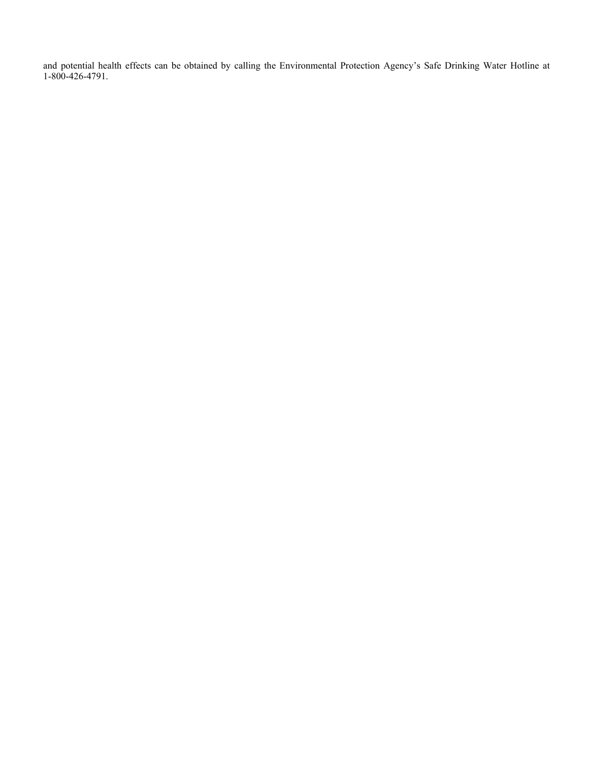and potential health effects can be obtained by calling the Environmental Protection Agency's Safe Drinking Water Hotline at 1-800-426-4791.